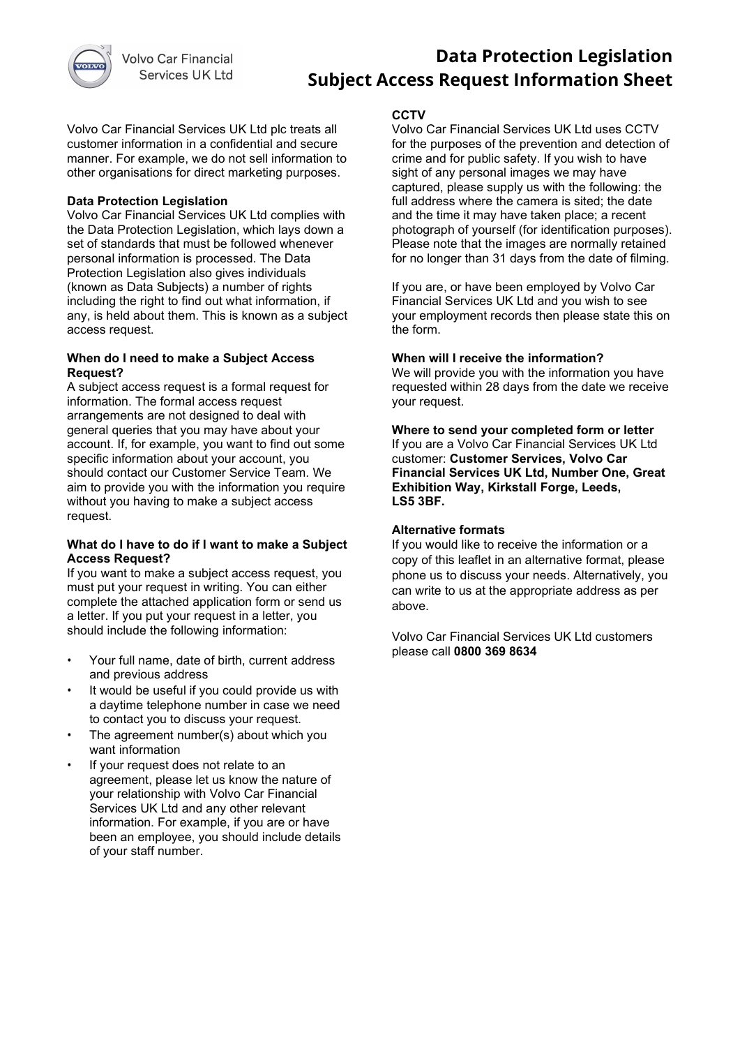# Data Protection Legislation
# Subject Access Request Information Sheet

Volvo Car Financial Services UK Ltd plc treats all customer information in a confidential and secure manner. For example, we do not sell information to other organisations for direct marketing purposes.

**Data Protection Legislation**

Volvo Car Financial Services UK Ltd complies with the Data Protection Legislation, which lays down a set of standards that must be followed whenever personal information is processed. The Data Protection Legislation also gives individuals (known as Data Subjects) a number of rights including the right to find out what information, if any, is held about them. This is known as a subject access request.

**When do I need to make a Subject Access Request?**

A subject access request is a formal request for information. The formal access request arrangements are not designed to deal with general queries that you may have about your account. If, for example, you want to find out some specific information about your account, you should contact our Customer Service Team. We aim to provide you with the information you require without you having to make a subject access request.

**What do I have to do if I want to make a Subject Access Request?**

If you want to make a subject access request, you must put your request in writing. You can either complete the attached application form or send us a letter. If you put your request in a letter, you should include the following information:

- Your full name, date of birth, current address and previous address
- It would be useful if you could provide us with a daytime telephone number in case we need to contact you to discuss your request.
- The agreement number(s) about which you want information
- If your request does not relate to an agreement, please let us know the nature of your relationship with Volvo Car Financial Services UK Ltd and any other relevant information. For example, if you are or have been an employee, you should include details of your staff number.

**CCTV**

Volvo Car Financial Services UK Ltd uses CCTV for the purposes of the prevention and detection of crime and for public safety. If you wish to have sight of any personal images we may have captured, please supply us with the following: the full address where the camera is sited; the date and the time it may have taken place; a recent photograph of yourself (for identification purposes). Please note that the images are normally retained for no longer than 31 days from the date of filming.

If you are, or have been employed by Volvo Car Financial Services UK Ltd and you wish to see your employment records then please state this on the form.

**When will I receive the information?**

We will provide you with the information you have requested within 28 days from the date we receive your request.

**Where to send your completed form or letter**

If you are a Volvo Car Financial Services UK Ltd customer: **Customer Services, Volvo Car Financial Services UK Ltd, Number One, Great Exhibition Way, Kirkstall Forge, Leeds, LS5 3BF.**

**Alternative formats**

If you would like to receive the information or a copy of this leaflet in an alternative format, please phone us to discuss your needs. Alternatively, you can write to us at the appropriate address as per above.

Volvo Car Financial Services UK Ltd customers please call **0800 369 8634**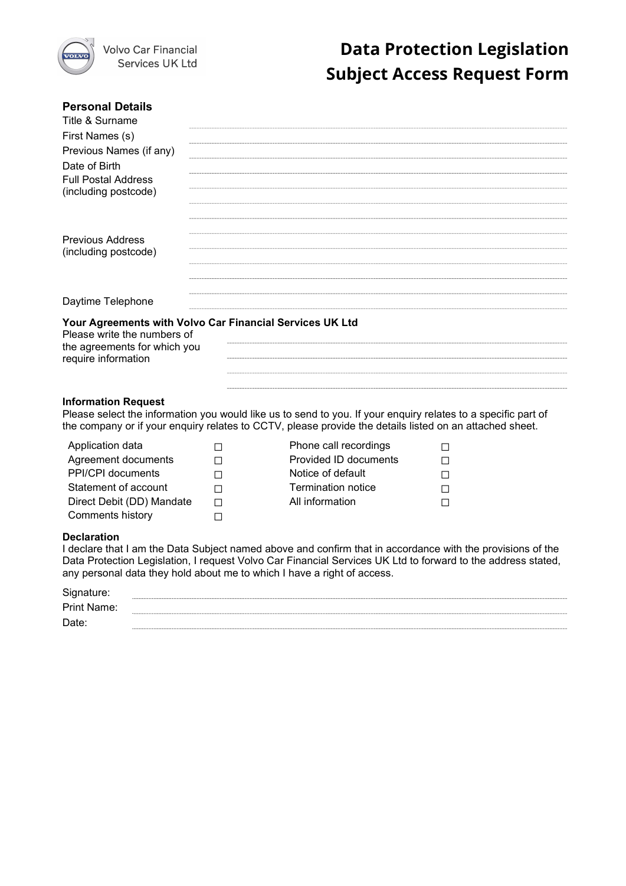Volvo Car Financial Services UK Ltd

# Data Protection Legislation Subject Access Request Form

## Personal Details

Title & Surname ..........................................................

First Names (s) ..........................................................

Previous Names (if any) ..........................................................

Date of Birth ..........................................................

Full Postal Address (including postcode) ..........................................................

..........................................................

..........................................................

Previous Address (including postcode) ..........................................................

..........................................................

..........................................................

Daytime Telephone ..........................................................

## Your Agreements with Volvo Car Financial Services UK Ltd

Please write the numbers of the agreements for which you require information ..........................................................

..........................................................

..........................................................

..........................................................

## Information Request

Please select the information you would like us to send to you. If your enquiry relates to a specific part of the company or if your enquiry relates to CCTV, please provide the details listed on an attached sheet.

| | | | |
|---|---|---|---|
| Application data | ☐ | Phone call recordings | ☐ |
| Agreement documents | ☐ | Provided ID documents | ☐ |
| PPI/CPI documents | ☐ | Notice of default | ☐ |
| Statement of account | ☐ | Termination notice | ☐ |
| Direct Debit (DD) Mandate | ☐ | All information | ☐ |
| Comments history | ☐ | | |

## Declaration

I declare that I am the Data Subject named above and confirm that in accordance with the provisions of the Data Protection Legislation, I request Volvo Car Financial Services UK Ltd to forward to the address stated, any personal data they hold about me to which I have a right of access.

Signature: ..........................................................

Print Name: ..........................................................

Date: ..........................................................